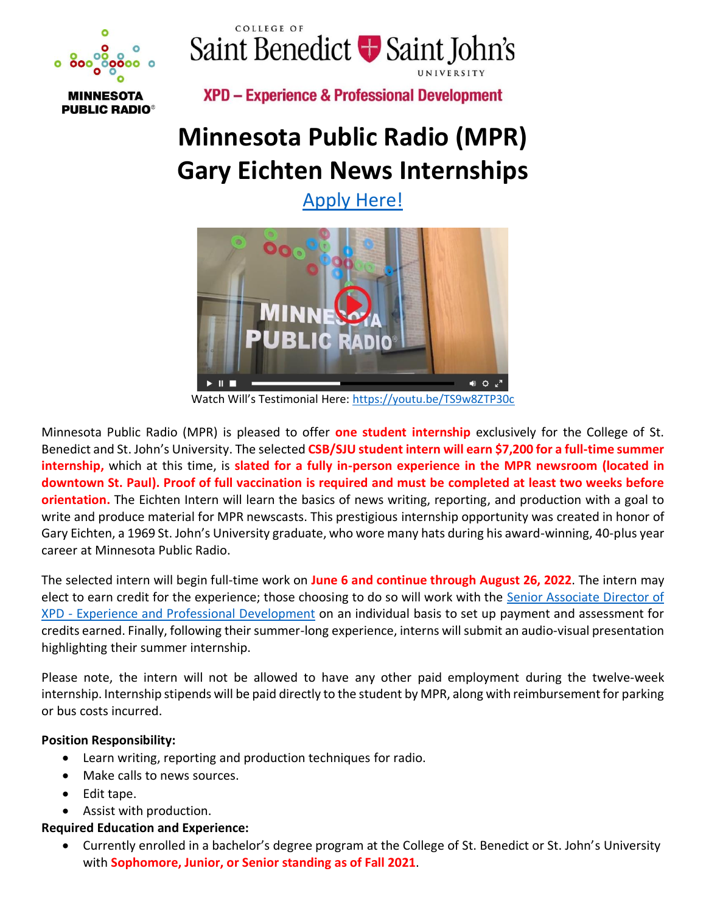MINNESOTA PUBLIC RADIO

COLLEGE OF Saint Benedict Saint John's UNIVERSITY

XPD – Experience & Professional Development

# Minnesota Public Radio (MPR) Gary Eichten News Internships

[Apply Here!]

Watch Will's Testimonial Here: https://youtu.be/TS9w8ZTP30c

Minnesota Public Radio (MPR) is pleased to offer **one student internship** exclusively for the College of St. Benedict and St. John's University. The selected **CSB/SJU student intern will earn $7,200 for a full-time summer internship,** which at this time, is **slated for a fully in-person experience in the MPR newsroom (located in downtown St. Paul). Proof of full vaccination is required and must be completed at least two weeks before orientation.** The Eichten Intern will learn the basics of news writing, reporting, and production with a goal to write and produce material for MPR newscasts. This prestigious internship opportunity was created in honor of Gary Eichten, a 1969 St. John's University graduate, who wore many hats during his award-winning, 40-plus year career at Minnesota Public Radio.

The selected intern will begin full-time work on **June 6 and continue through August 26, 2022**. The intern may elect to earn credit for the experience; those choosing to do so will work with the Senior Associate Director of XPD - Experience and Professional Development on an individual basis to set up payment and assessment for credits earned. Finally, following their summer-long experience, interns will submit an audio-visual presentation highlighting their summer internship.

Please note, the intern will not be allowed to have any other paid employment during the twelve-week internship. Internship stipends will be paid directly to the student by MPR, along with reimbursement for parking or bus costs incurred.

**Position Responsibility:**

- Learn writing, reporting and production techniques for radio.
- Make calls to news sources.
- Edit tape.
- Assist with production.

**Required Education and Experience:**

- Currently enrolled in a bachelor's degree program at the College of St. Benedict or St. John's University with **Sophomore, Junior, or Senior standing as of Fall 2021**.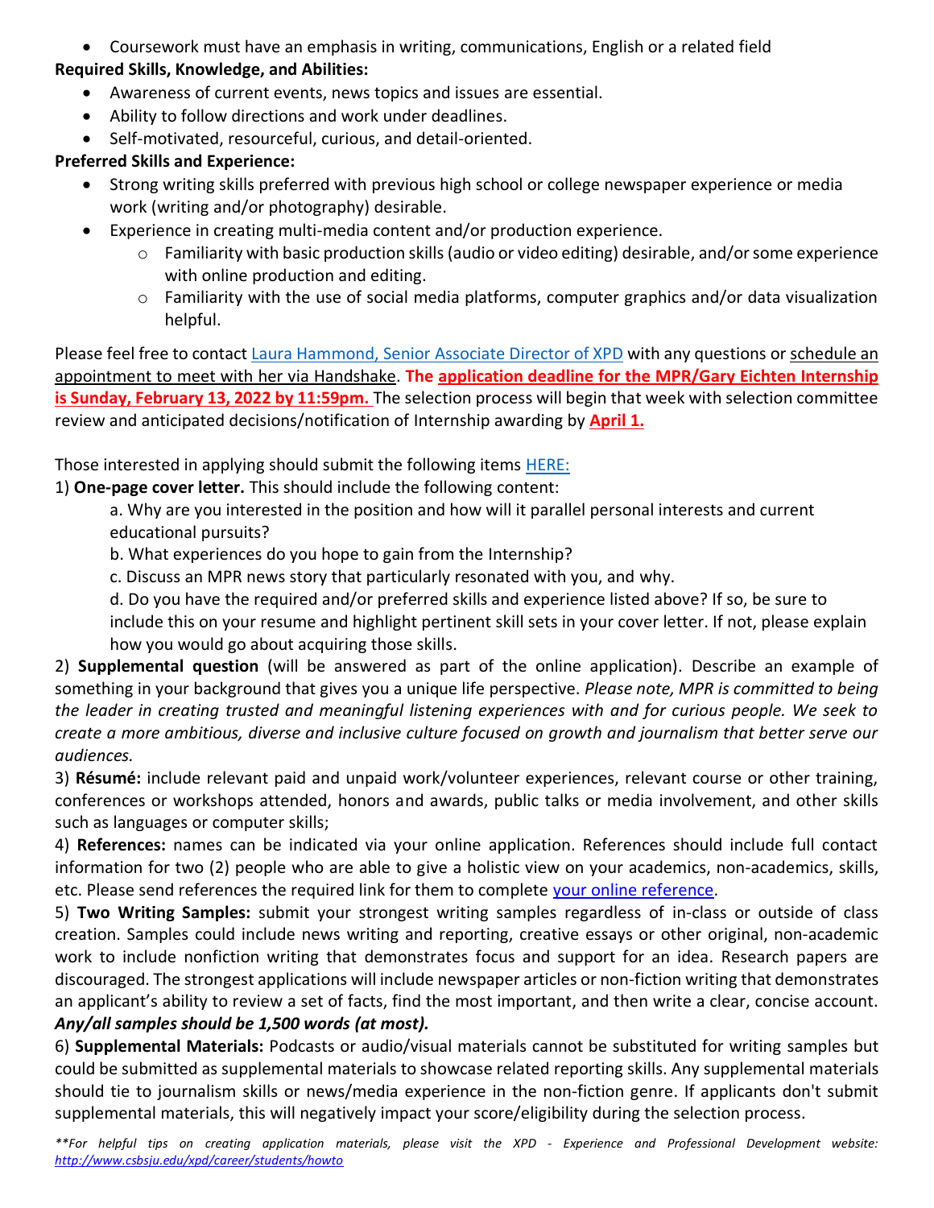- Coursework must have an emphasis in writing, communications, English or a related field

**Required Skills, Knowledge, and Abilities:**

- Awareness of current events, news topics and issues are essential.
- Ability to follow directions and work under deadlines.
- Self-motivated, resourceful, curious, and detail-oriented.

**Preferred Skills and Experience:**

- Strong writing skills preferred with previous high school or college newspaper experience or media work (writing and/or photography) desirable.
- Experience in creating multi-media content and/or production experience.
  - Familiarity with basic production skills (audio or video editing) desirable, and/or some experience with online production and editing.
  - Familiarity with the use of social media platforms, computer graphics and/or data visualization helpful.

Please feel free to contact [Laura Hammond, Senior Associate Director of XPD] with any questions or schedule an appointment to meet with her via Handshake. **The application deadline for the MPR/Gary Eichten Internship is Sunday, February 13, 2022 by 11:59pm.** The selection process will begin that week with selection committee review and anticipated decisions/notification of Internship awarding by **April 1.**

Those interested in applying should submit the following items [HERE:]

1) **One-page cover letter.** This should include the following content:

a. Why are you interested in the position and how will it parallel personal interests and current educational pursuits?

b. What experiences do you hope to gain from the Internship?

c. Discuss an MPR news story that particularly resonated with you, and why.

d. Do you have the required and/or preferred skills and experience listed above? If so, be sure to include this on your resume and highlight pertinent skill sets in your cover letter. If not, please explain how you would go about acquiring those skills.

2) **Supplemental question** (will be answered as part of the online application). Describe an example of something in your background that gives you a unique life perspective. *Please note, MPR is committed to being the leader in creating trusted and meaningful listening experiences with and for curious people. We seek to create a more ambitious, diverse and inclusive culture focused on growth and journalism that better serve our audiences.*

3) **Résumé:** include relevant paid and unpaid work/volunteer experiences, relevant course or other training, conferences or workshops attended, honors and awards, public talks or media involvement, and other skills such as languages or computer skills;

4) **References:** names can be indicated via your online application. References should include full contact information for two (2) people who are able to give a holistic view on your academics, non-academics, skills, etc. Please send references the required link for them to complete [your online reference].

5) **Two Writing Samples:** submit your strongest writing samples regardless of in-class or outside of class creation. Samples could include news writing and reporting, creative essays or other original, non-academic work to include nonfiction writing that demonstrates focus and support for an idea. Research papers are discouraged. The strongest applications will include newspaper articles or non-fiction writing that demonstrates an applicant's ability to review a set of facts, find the most important, and then write a clear, concise account. ***Any/all samples should be 1,500 words (at most).***

6) **Supplemental Materials:** Podcasts or audio/visual materials cannot be substituted for writing samples but could be submitted as supplemental materials to showcase related reporting skills. Any supplemental materials should tie to journalism skills or news/media experience in the non-fiction genre. If applicants don't submit supplemental materials, this will negatively impact your score/eligibility during the selection process.

*\*\*For helpful tips on creating application materials, please visit the XPD - Experience and Professional Development website: http://www.csbsju.edu/xpd/career/students/howto*